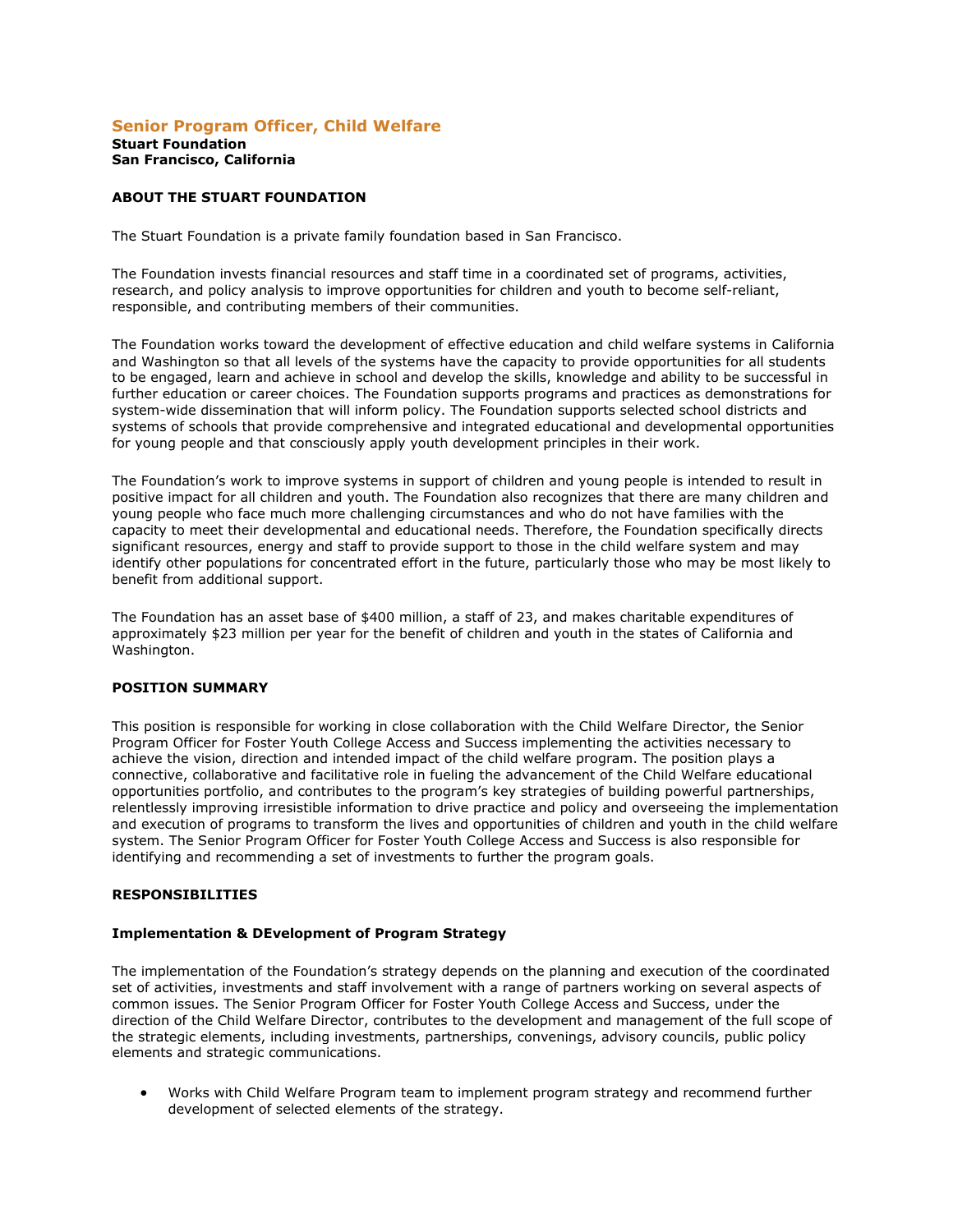# Senior Program Officer, Child Welfare

**Stuart Foundation**
**San Francisco, California**

## ABOUT THE STUART FOUNDATION

The Stuart Foundation is a private family foundation based in San Francisco.

The Foundation invests financial resources and staff time in a coordinated set of programs, activities, research, and policy analysis to improve opportunities for children and youth to become self-reliant, responsible, and contributing members of their communities.

The Foundation works toward the development of effective education and child welfare systems in California and Washington so that all levels of the systems have the capacity to provide opportunities for all students to be engaged, learn and achieve in school and develop the skills, knowledge and ability to be successful in further education or career choices. The Foundation supports programs and practices as demonstrations for system-wide dissemination that will inform policy. The Foundation supports selected school districts and systems of schools that provide comprehensive and integrated educational and developmental opportunities for young people and that consciously apply youth development principles in their work.

The Foundation's work to improve systems in support of children and young people is intended to result in positive impact for all children and youth. The Foundation also recognizes that there are many children and young people who face much more challenging circumstances and who do not have families with the capacity to meet their developmental and educational needs. Therefore, the Foundation specifically directs significant resources, energy and staff to provide support to those in the child welfare system and may identify other populations for concentrated effort in the future, particularly those who may be most likely to benefit from additional support.

The Foundation has an asset base of $400 million, a staff of 23, and makes charitable expenditures of approximately $23 million per year for the benefit of children and youth in the states of California and Washington.

## POSITION SUMMARY

This position is responsible for working in close collaboration with the Child Welfare Director, the Senior Program Officer for Foster Youth College Access and Success implementing the activities necessary to achieve the vision, direction and intended impact of the child welfare program. The position plays a connective, collaborative and facilitative role in fueling the advancement of the Child Welfare educational opportunities portfolio, and contributes to the program's key strategies of building powerful partnerships, relentlessly improving irresistible information to drive practice and policy and overseeing the implementation and execution of programs to transform the lives and opportunities of children and youth in the child welfare system. The Senior Program Officer for Foster Youth College Access and Success is also responsible for identifying and recommending a set of investments to further the program goals.

## RESPONSIBILITIES

### Implementation & DEvelopment of Program Strategy

The implementation of the Foundation's strategy depends on the planning and execution of the coordinated set of activities, investments and staff involvement with a range of partners working on several aspects of common issues. The Senior Program Officer for Foster Youth College Access and Success, under the direction of the Child Welfare Director, contributes to the development and management of the full scope of the strategic elements, including investments, partnerships, convenings, advisory councils, public policy elements and strategic communications.

- Works with Child Welfare Program team to implement program strategy and recommend further development of selected elements of the strategy.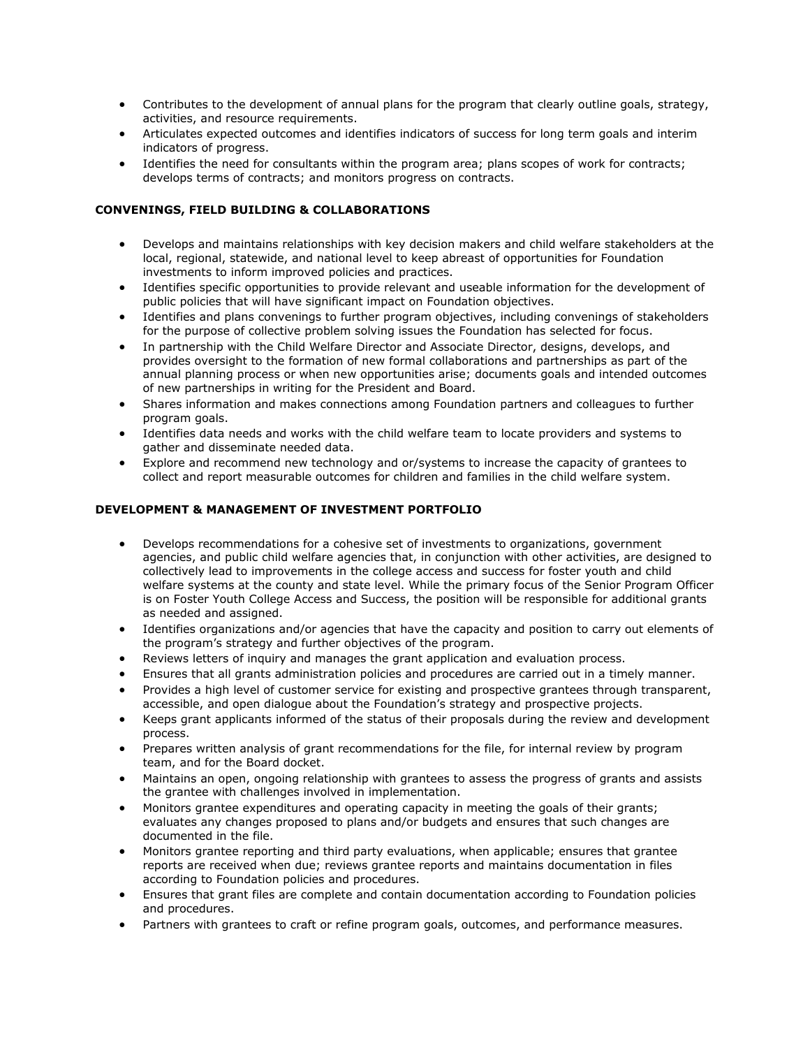- Contributes to the development of annual plans for the program that clearly outline goals, strategy, activities, and resource requirements.
- Articulates expected outcomes and identifies indicators of success for long term goals and interim indicators of progress.
- Identifies the need for consultants within the program area; plans scopes of work for contracts; develops terms of contracts; and monitors progress on contracts.

**CONVENINGS, FIELD BUILDING & COLLABORATIONS**

- Develops and maintains relationships with key decision makers and child welfare stakeholders at the local, regional, statewide, and national level to keep abreast of opportunities for Foundation investments to inform improved policies and practices.
- Identifies specific opportunities to provide relevant and useable information for the development of public policies that will have significant impact on Foundation objectives.
- Identifies and plans convenings to further program objectives, including convenings of stakeholders for the purpose of collective problem solving issues the Foundation has selected for focus.
- In partnership with the Child Welfare Director and Associate Director, designs, develops, and provides oversight to the formation of new formal collaborations and partnerships as part of the annual planning process or when new opportunities arise; documents goals and intended outcomes of new partnerships in writing for the President and Board.
- Shares information and makes connections among Foundation partners and colleagues to further program goals.
- Identifies data needs and works with the child welfare team to locate providers and systems to gather and disseminate needed data.
- Explore and recommend new technology and or/systems to increase the capacity of grantees to collect and report measurable outcomes for children and families in the child welfare system.

**DEVELOPMENT & MANAGEMENT OF INVESTMENT PORTFOLIO**

- Develops recommendations for a cohesive set of investments to organizations, government agencies, and public child welfare agencies that, in conjunction with other activities, are designed to collectively lead to improvements in the college access and success for foster youth and child welfare systems at the county and state level. While the primary focus of the Senior Program Officer is on Foster Youth College Access and Success, the position will be responsible for additional grants as needed and assigned.
- Identifies organizations and/or agencies that have the capacity and position to carry out elements of the program's strategy and further objectives of the program.
- Reviews letters of inquiry and manages the grant application and evaluation process.
- Ensures that all grants administration policies and procedures are carried out in a timely manner.
- Provides a high level of customer service for existing and prospective grantees through transparent, accessible, and open dialogue about the Foundation's strategy and prospective projects.
- Keeps grant applicants informed of the status of their proposals during the review and development process.
- Prepares written analysis of grant recommendations for the file, for internal review by program team, and for the Board docket.
- Maintains an open, ongoing relationship with grantees to assess the progress of grants and assists the grantee with challenges involved in implementation.
- Monitors grantee expenditures and operating capacity in meeting the goals of their grants; evaluates any changes proposed to plans and/or budgets and ensures that such changes are documented in the file.
- Monitors grantee reporting and third party evaluations, when applicable; ensures that grantee reports are received when due; reviews grantee reports and maintains documentation in files according to Foundation policies and procedures.
- Ensures that grant files are complete and contain documentation according to Foundation policies and procedures.
- Partners with grantees to craft or refine program goals, outcomes, and performance measures.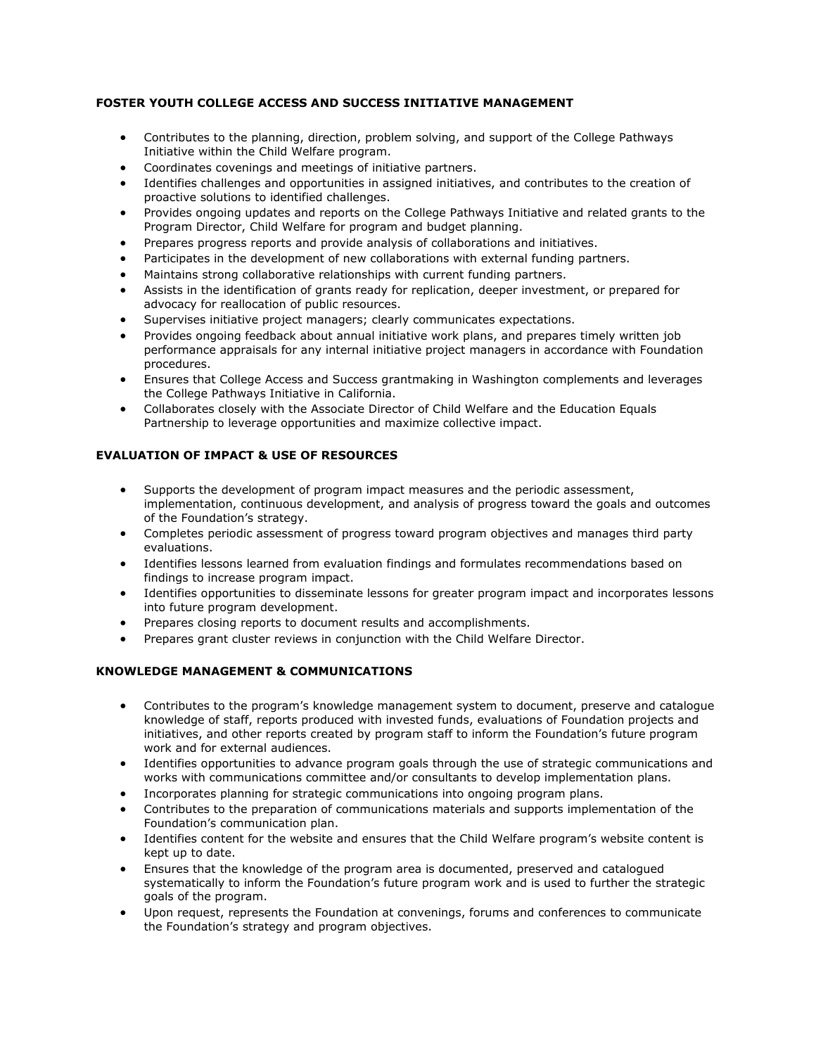### FOSTER YOUTH COLLEGE ACCESS AND SUCCESS INITIATIVE MANAGEMENT

- Contributes to the planning, direction, problem solving, and support of the College Pathways Initiative within the Child Welfare program.
- Coordinates covenings and meetings of initiative partners.
- Identifies challenges and opportunities in assigned initiatives, and contributes to the creation of proactive solutions to identified challenges.
- Provides ongoing updates and reports on the College Pathways Initiative and related grants to the Program Director, Child Welfare for program and budget planning.
- Prepares progress reports and provide analysis of collaborations and initiatives.
- Participates in the development of new collaborations with external funding partners.
- Maintains strong collaborative relationships with current funding partners.
- Assists in the identification of grants ready for replication, deeper investment, or prepared for advocacy for reallocation of public resources.
- Supervises initiative project managers; clearly communicates expectations.
- Provides ongoing feedback about annual initiative work plans, and prepares timely written job performance appraisals for any internal initiative project managers in accordance with Foundation procedures.
- Ensures that College Access and Success grantmaking in Washington complements and leverages the College Pathways Initiative in California.
- Collaborates closely with the Associate Director of Child Welfare and the Education Equals Partnership to leverage opportunities and maximize collective impact.

### EVALUATION OF IMPACT & USE OF RESOURCES

- Supports the development of program impact measures and the periodic assessment, implementation, continuous development, and analysis of progress toward the goals and outcomes of the Foundation's strategy.
- Completes periodic assessment of progress toward program objectives and manages third party evaluations.
- Identifies lessons learned from evaluation findings and formulates recommendations based on findings to increase program impact.
- Identifies opportunities to disseminate lessons for greater program impact and incorporates lessons into future program development.
- Prepares closing reports to document results and accomplishments.
- Prepares grant cluster reviews in conjunction with the Child Welfare Director.

### KNOWLEDGE MANAGEMENT & COMMUNICATIONS

- Contributes to the program's knowledge management system to document, preserve and catalogue knowledge of staff, reports produced with invested funds, evaluations of Foundation projects and initiatives, and other reports created by program staff to inform the Foundation's future program work and for external audiences.
- Identifies opportunities to advance program goals through the use of strategic communications and works with communications committee and/or consultants to develop implementation plans.
- Incorporates planning for strategic communications into ongoing program plans.
- Contributes to the preparation of communications materials and supports implementation of the Foundation's communication plan.
- Identifies content for the website and ensures that the Child Welfare program's website content is kept up to date.
- Ensures that the knowledge of the program area is documented, preserved and catalogued systematically to inform the Foundation's future program work and is used to further the strategic goals of the program.
- Upon request, represents the Foundation at convenings, forums and conferences to communicate the Foundation's strategy and program objectives.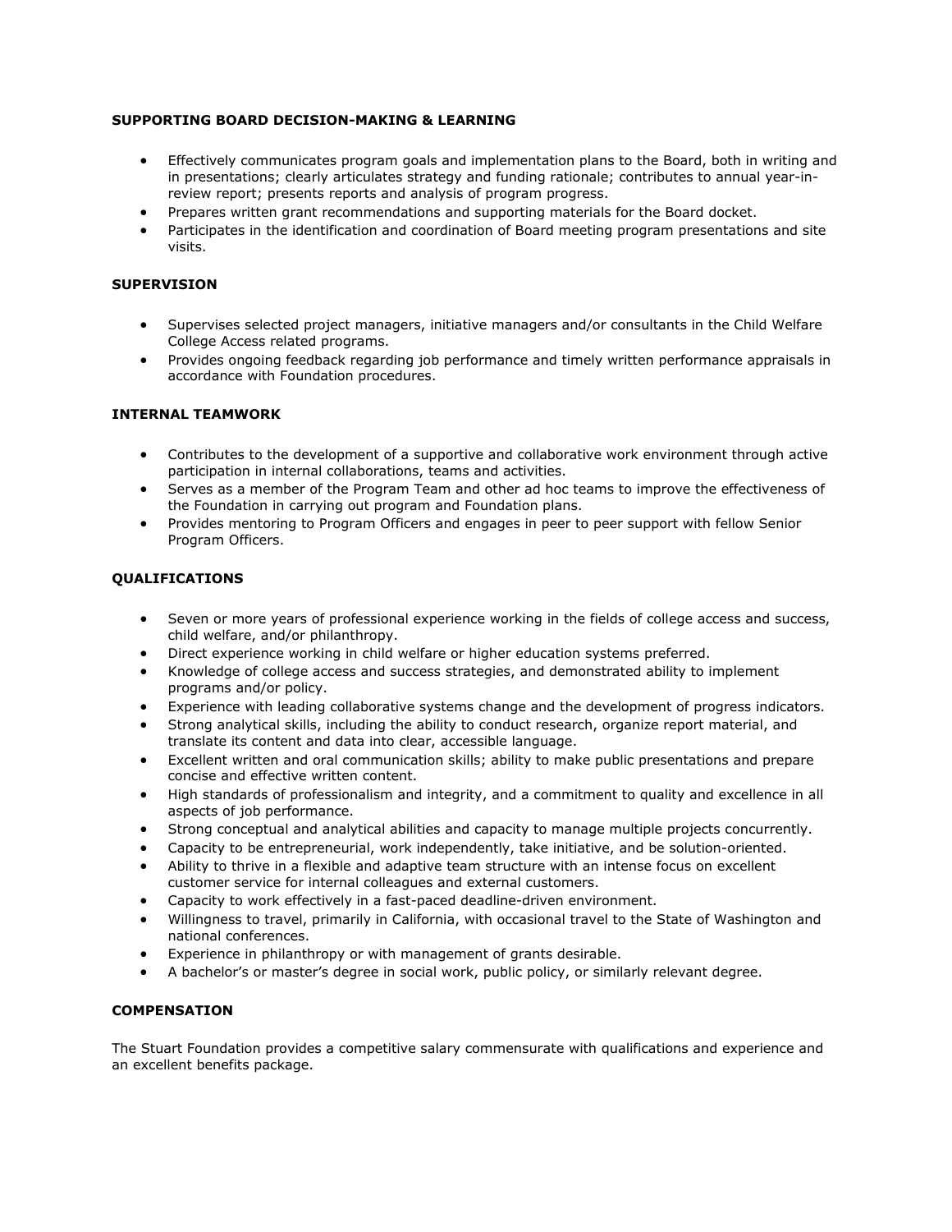**SUPPORTING BOARD DECISION-MAKING & LEARNING**

- Effectively communicates program goals and implementation plans to the Board, both in writing and in presentations; clearly articulates strategy and funding rationale; contributes to annual year-in-review report; presents reports and analysis of program progress.
- Prepares written grant recommendations and supporting materials for the Board docket.
- Participates in the identification and coordination of Board meeting program presentations and site visits.

**SUPERVISION**

- Supervises selected project managers, initiative managers and/or consultants in the Child Welfare College Access related programs.
- Provides ongoing feedback regarding job performance and timely written performance appraisals in accordance with Foundation procedures.

**INTERNAL TEAMWORK**

- Contributes to the development of a supportive and collaborative work environment through active participation in internal collaborations, teams and activities.
- Serves as a member of the Program Team and other ad hoc teams to improve the effectiveness of the Foundation in carrying out program and Foundation plans.
- Provides mentoring to Program Officers and engages in peer to peer support with fellow Senior Program Officers.

**QUALIFICATIONS**

- Seven or more years of professional experience working in the fields of college access and success, child welfare, and/or philanthropy.
- Direct experience working in child welfare or higher education systems preferred.
- Knowledge of college access and success strategies, and demonstrated ability to implement programs and/or policy.
- Experience with leading collaborative systems change and the development of progress indicators.
- Strong analytical skills, including the ability to conduct research, organize report material, and translate its content and data into clear, accessible language.
- Excellent written and oral communication skills; ability to make public presentations and prepare concise and effective written content.
- High standards of professionalism and integrity, and a commitment to quality and excellence in all aspects of job performance.
- Strong conceptual and analytical abilities and capacity to manage multiple projects concurrently.
- Capacity to be entrepreneurial, work independently, take initiative, and be solution-oriented.
- Ability to thrive in a flexible and adaptive team structure with an intense focus on excellent customer service for internal colleagues and external customers.
- Capacity to work effectively in a fast-paced deadline-driven environment.
- Willingness to travel, primarily in California, with occasional travel to the State of Washington and national conferences.
- Experience in philanthropy or with management of grants desirable.
- A bachelor's or master's degree in social work, public policy, or similarly relevant degree.

**COMPENSATION**

The Stuart Foundation provides a competitive salary commensurate with qualifications and experience and an excellent benefits package.